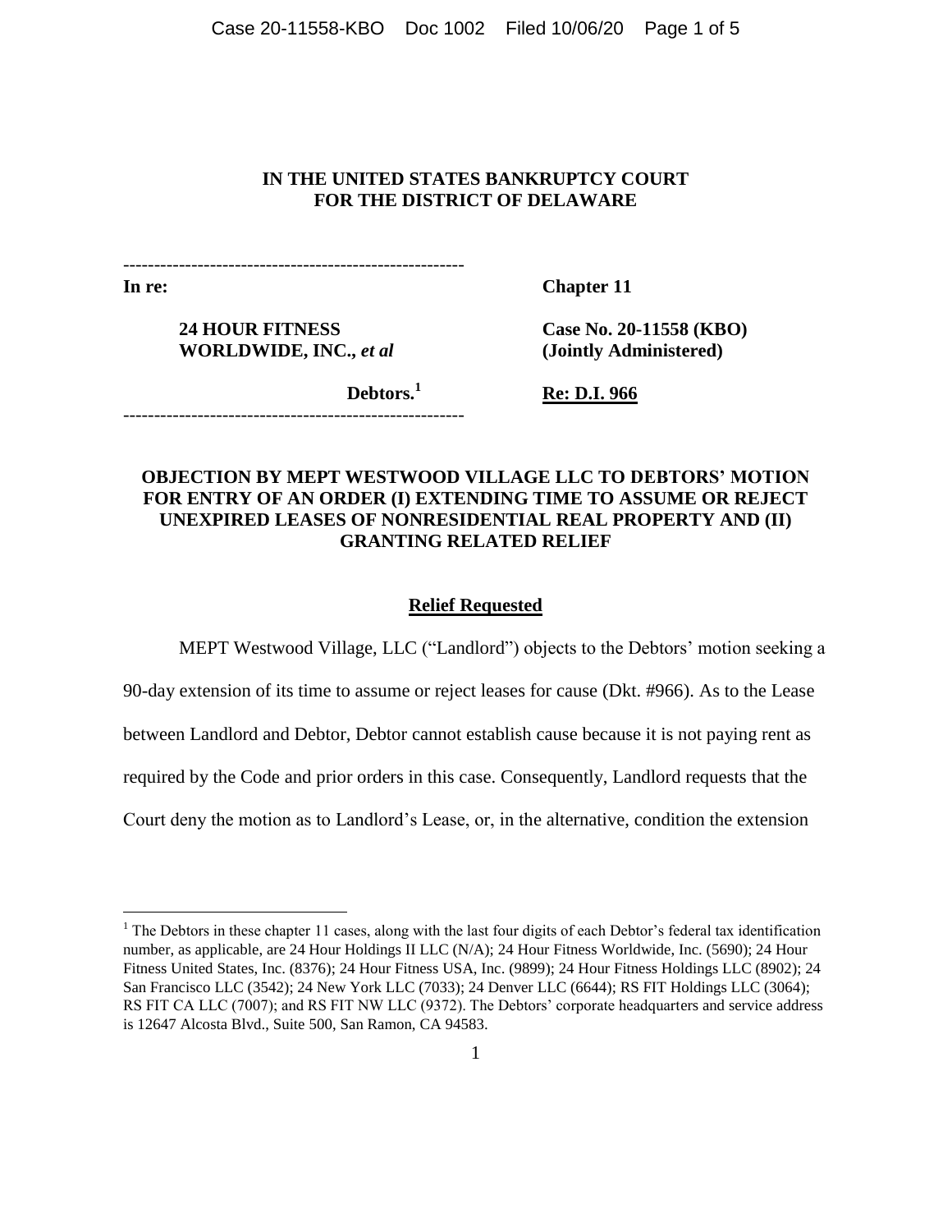**IN THE UNITED STATES BANKRUPTCY COURT**
**FOR THE DISTRICT OF DELAWARE**

| | |
|---|---|
| **In re:** | **Chapter 11** |
| **24 HOUR FITNESS WORLDWIDE, INC.,** ***et al*** | **Case No. 20-11558 (KBO)** **(Jointly Administered)** |
| **Debtors.**[1] | **Re: D.I. 966** |

**OBJECTION BY MEPT WESTWOOD VILLAGE LLC TO DEBTORS' MOTION FOR ENTRY OF AN ORDER (I) EXTENDING TIME TO ASSUME OR REJECT UNEXPIRED LEASES OF NONRESIDENTIAL REAL PROPERTY AND (II) GRANTING RELATED RELIEF**

## Relief Requested

MEPT Westwood Village, LLC ("Landlord") objects to the Debtors' motion seeking a 90-day extension of its time to assume or reject leases for cause (Dkt. #966). As to the Lease between Landlord and Debtor, Debtor cannot establish cause because it is not paying rent as required by the Code and prior orders in this case. Consequently, Landlord requests that the Court deny the motion as to Landlord's Lease, or, in the alternative, condition the extension

[1] The Debtors in these chapter 11 cases, along with the last four digits of each Debtor's federal tax identification number, as applicable, are 24 Hour Holdings II LLC (N/A); 24 Hour Fitness Worldwide, Inc. (5690); 24 Hour Fitness United States, Inc. (8376); 24 Hour Fitness USA, Inc. (9899); 24 Hour Fitness Holdings LLC (8902); 24 San Francisco LLC (3542); 24 New York LLC (7033); 24 Denver LLC (6644); RS FIT Holdings LLC (3064); RS FIT CA LLC (7007); and RS FIT NW LLC (9372). The Debtors' corporate headquarters and service address is 12647 Alcosta Blvd., Suite 500, San Ramon, CA 94583.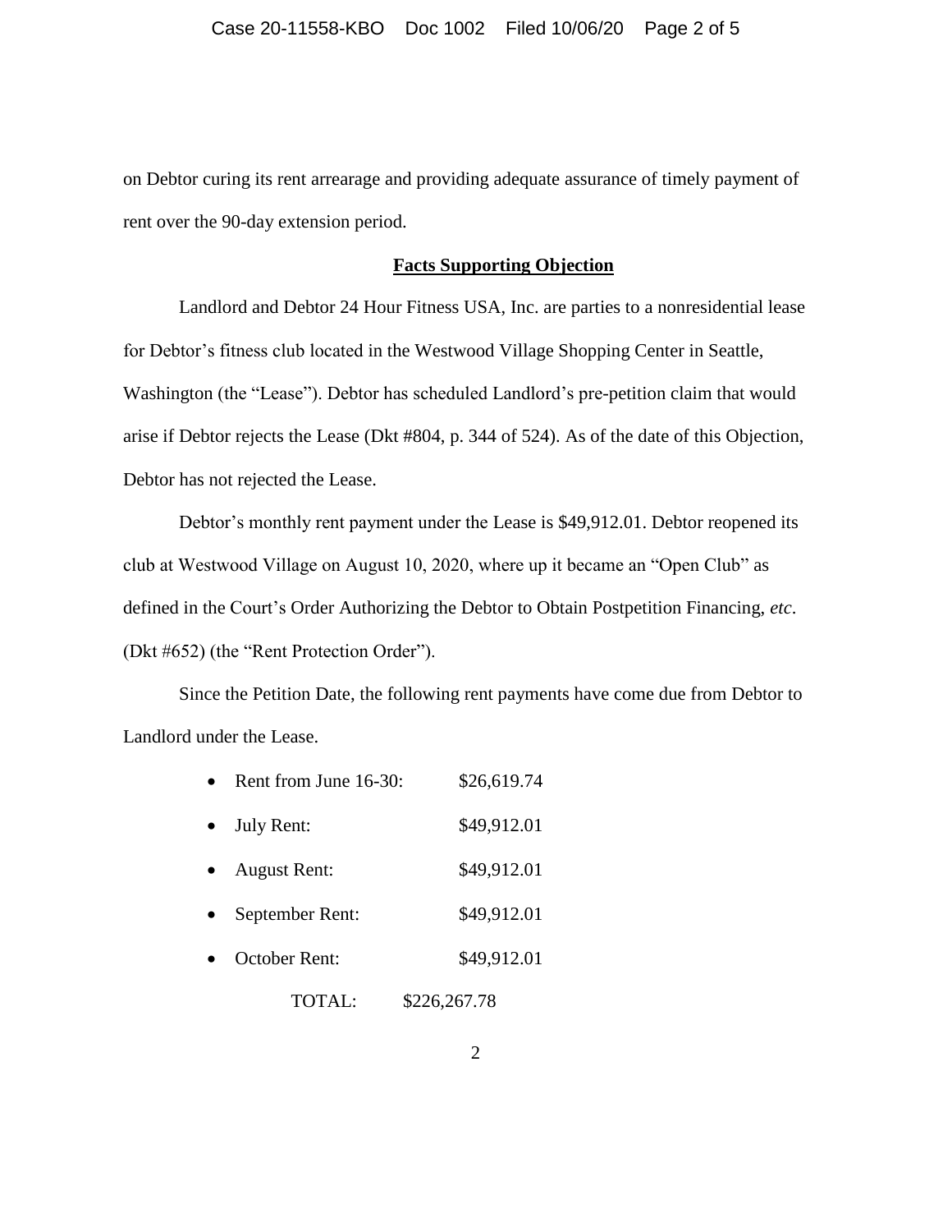on Debtor curing its rent arrearage and providing adequate assurance of timely payment of rent over the 90-day extension period.

## **Facts Supporting Objection**

Landlord and Debtor 24 Hour Fitness USA, Inc. are parties to a nonresidential lease for Debtor's fitness club located in the Westwood Village Shopping Center in Seattle, Washington (the "Lease"). Debtor has scheduled Landlord's pre-petition claim that would arise if Debtor rejects the Lease (Dkt #804, p. 344 of 524). As of the date of this Objection, Debtor has not rejected the Lease.

Debtor's monthly rent payment under the Lease is $49,912.01. Debtor reopened its club at Westwood Village on August 10, 2020, where up it became an "Open Club" as defined in the Court's Order Authorizing the Debtor to Obtain Postpetition Financing, *etc*. (Dkt #652) (the "Rent Protection Order").

Since the Petition Date, the following rent payments have come due from Debtor to Landlord under the Lease.

- Rent from June 16-30: $26,619.74
- July Rent: $49,912.01
- August Rent: $49,912.01
- September Rent: $49,912.01
- October Rent: $49,912.01

TOTAL: $226,267.78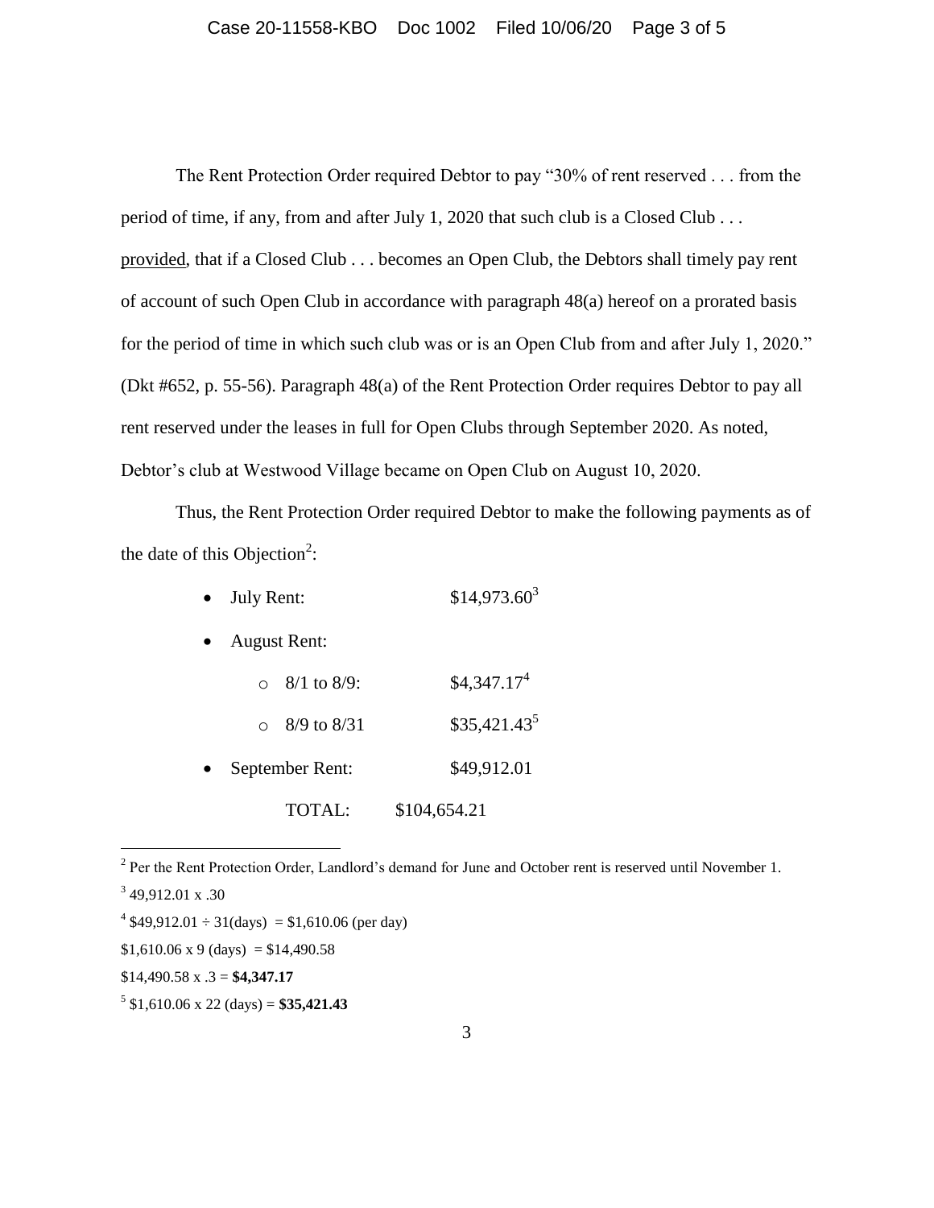The Rent Protection Order required Debtor to pay "30% of rent reserved . . . from the period of time, if any, from and after July 1, 2020 that such club is a Closed Club . . . provided, that if a Closed Club . . . becomes an Open Club, the Debtors shall timely pay rent of account of such Open Club in accordance with paragraph 48(a) hereof on a prorated basis for the period of time in which such club was or is an Open Club from and after July 1, 2020." (Dkt #652, p. 55-56). Paragraph 48(a) of the Rent Protection Order requires Debtor to pay all rent reserved under the leases in full for Open Clubs through September 2020. As noted, Debtor's club at Westwood Village became on Open Club on August 10, 2020.

Thus, the Rent Protection Order required Debtor to make the following payments as of the date of this Objection[2]:

- July Rent: $14,973.60[3]
- August Rent:
  - 8/1 to 8/9: $4,347.17[4]
  - 8/9 to 8/31 $35,421.43[5]
- September Rent: $49,912.01

TOTAL: $104,654.21

---

[2] Per the Rent Protection Order, Landlord's demand for June and October rent is reserved until November 1.

[3] 49,912.01 x .30

[4] $49,912.01 ÷ 31(days) = $1,610.06 (per day)

$1,610.06 x 9 (days) = $14,490.58

$14,490.58 x .3 = **$4,347.17**

[5] $1,610.06 x 22 (days) = **$35,421.43**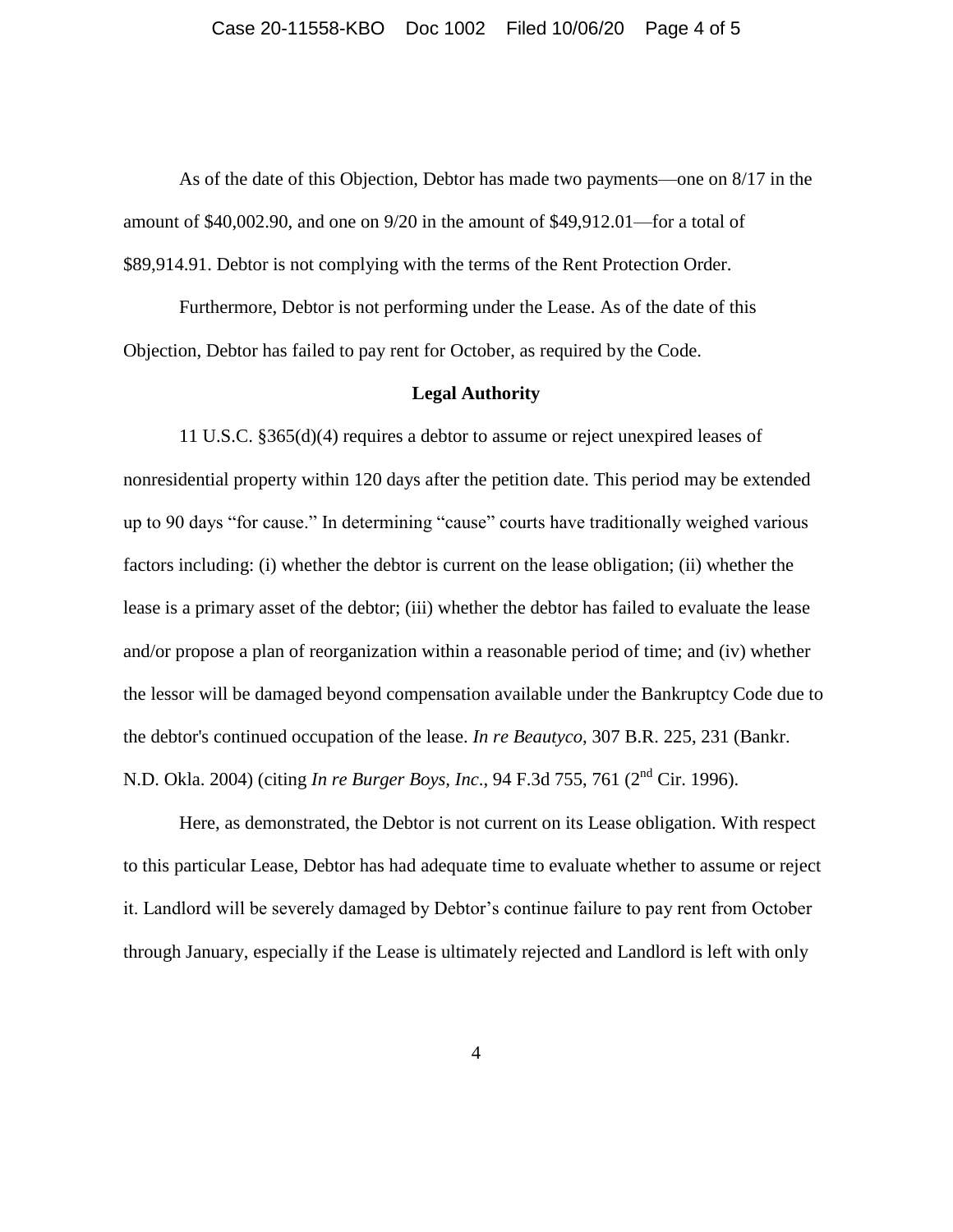As of the date of this Objection, Debtor has made two payments—one on 8/17 in the amount of $40,002.90, and one on 9/20 in the amount of $49,912.01—for a total of $89,914.91. Debtor is not complying with the terms of the Rent Protection Order.

Furthermore, Debtor is not performing under the Lease. As of the date of this Objection, Debtor has failed to pay rent for October, as required by the Code.

**Legal Authority**

11 U.S.C. §365(d)(4) requires a debtor to assume or reject unexpired leases of nonresidential property within 120 days after the petition date. This period may be extended up to 90 days "for cause." In determining "cause" courts have traditionally weighed various factors including: (i) whether the debtor is current on the lease obligation; (ii) whether the lease is a primary asset of the debtor; (iii) whether the debtor has failed to evaluate the lease and/or propose a plan of reorganization within a reasonable period of time; and (iv) whether the lessor will be damaged beyond compensation available under the Bankruptcy Code due to the debtor's continued occupation of the lease. *In re Beautyco*, 307 B.R. 225, 231 (Bankr. N.D. Okla. 2004) (citing *In re Burger Boys, Inc*., 94 F.3d 755, 761 (2nd Cir. 1996).

Here, as demonstrated, the Debtor is not current on its Lease obligation. With respect to this particular Lease, Debtor has had adequate time to evaluate whether to assume or reject it. Landlord will be severely damaged by Debtor's continue failure to pay rent from October through January, especially if the Lease is ultimately rejected and Landlord is left with only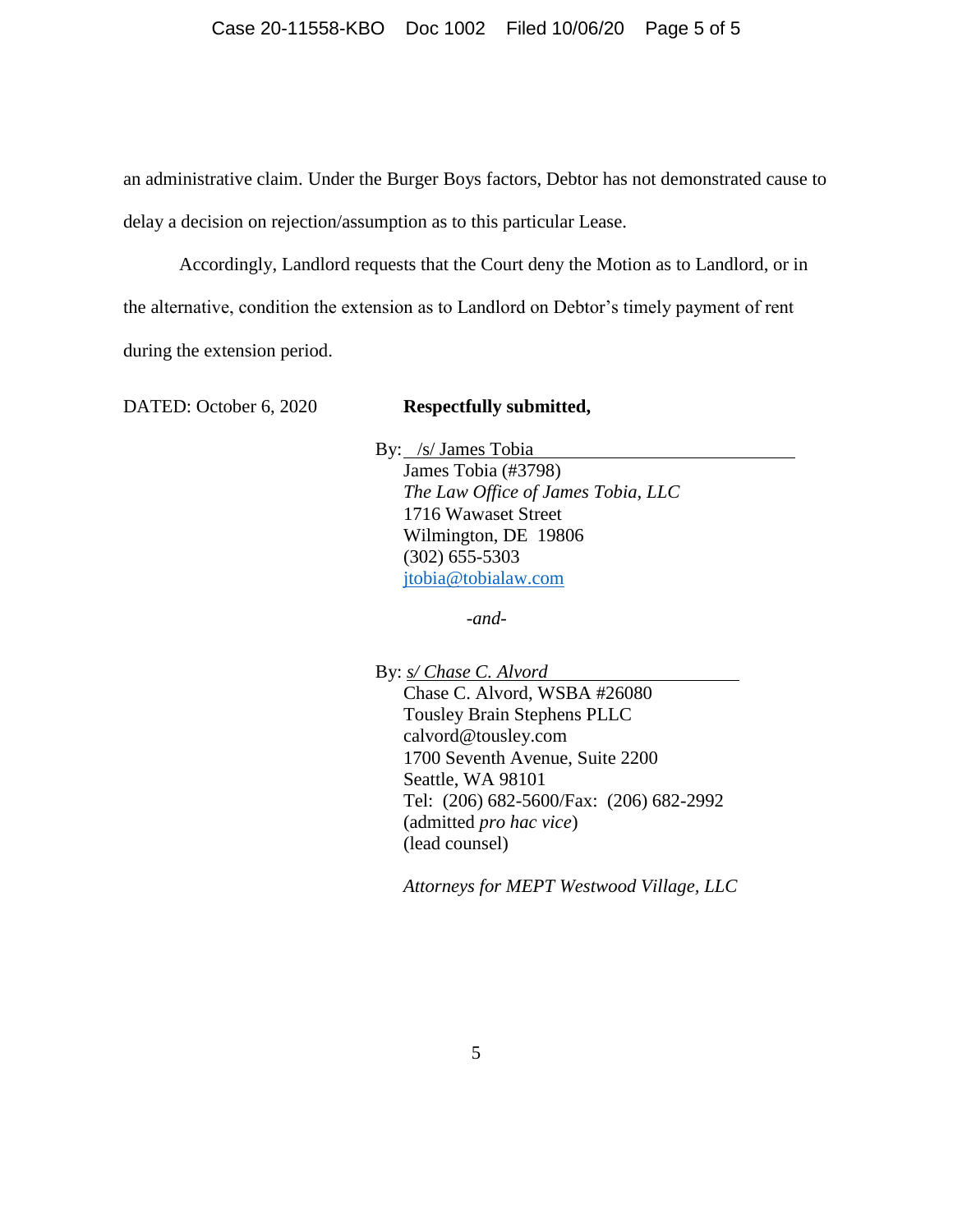an administrative claim. Under the Burger Boys factors, Debtor has not demonstrated cause to delay a decision on rejection/assumption as to this particular Lease.

Accordingly, Landlord requests that the Court deny the Motion as to Landlord, or in the alternative, condition the extension as to Landlord on Debtor's timely payment of rent during the extension period.

DATED: October 6, 2020

**Respectfully submitted,**

By: /s/ James Tobia
James Tobia (#3798)
*The Law Office of James Tobia, LLC*
1716 Wawaset Street
Wilmington, DE 19806
(302) 655-5303
jtobia@tobialaw.com

*-and-*

By: *s/ Chase C. Alvord*
Chase C. Alvord, WSBA #26080
Tousley Brain Stephens PLLC
calvord@tousley.com
1700 Seventh Avenue, Suite 2200
Seattle, WA 98101
Tel: (206) 682-5600/Fax: (206) 682-2992
(admitted *pro hac vice*)
(lead counsel)

*Attorneys for MEPT Westwood Village, LLC*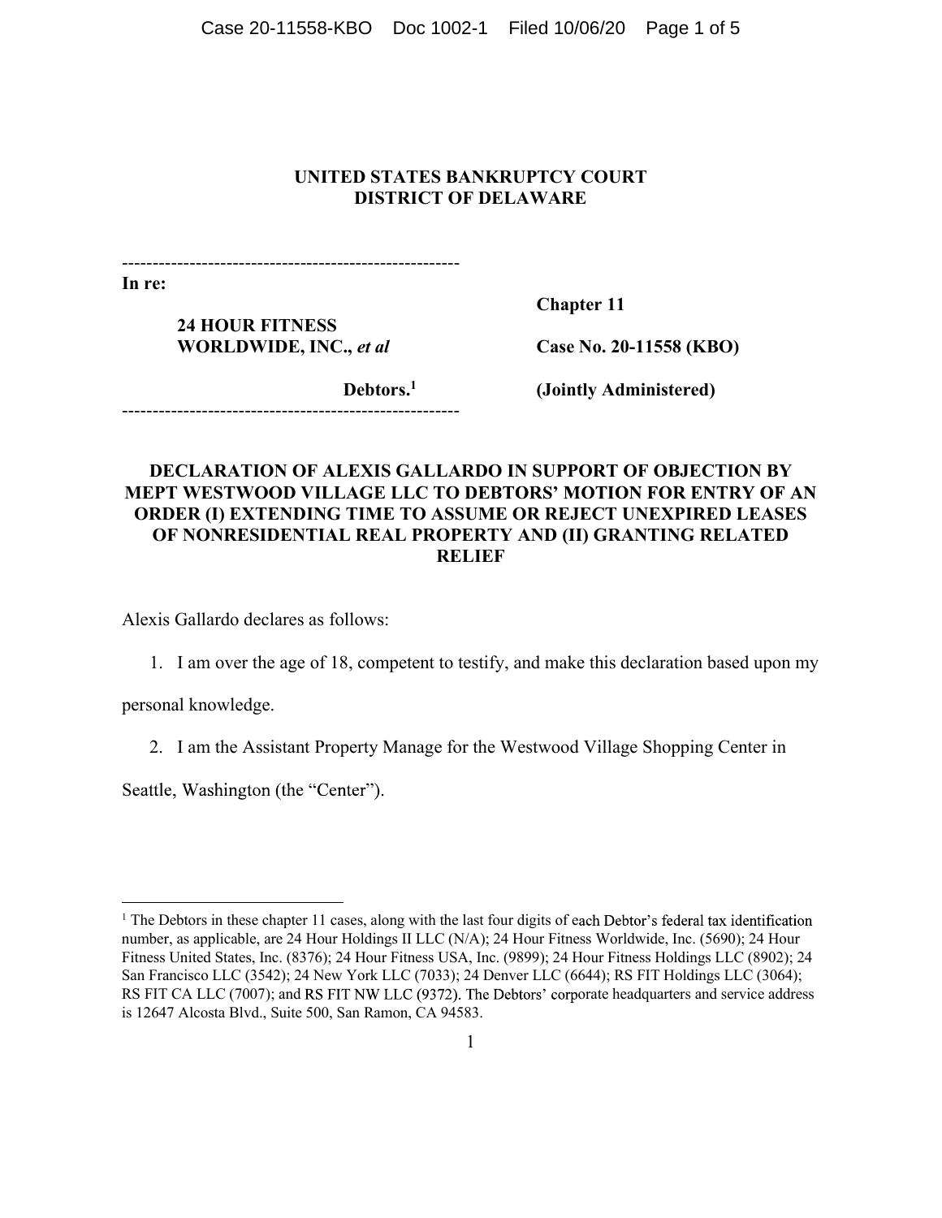**UNITED STATES BANKRUPTCY COURT**
**DISTRICT OF DELAWARE**

| | |
|---|---|
| **In re:** | |
| **24 HOUR FITNESS WORLDWIDE, INC.,** ***et al*** | **Chapter 11** |
| | **Case No. 20-11558 (KBO)** |
| **Debtors.**[1] | **(Jointly Administered)** |

**DECLARATION OF ALEXIS GALLARDO IN SUPPORT OF OBJECTION BY MEPT WESTWOOD VILLAGE LLC TO DEBTORS' MOTION FOR ENTRY OF AN ORDER (I) EXTENDING TIME TO ASSUME OR REJECT UNEXPIRED LEASES OF NONRESIDENTIAL REAL PROPERTY AND (II) GRANTING RELATED RELIEF**

Alexis Gallardo declares as follows:

1. I am over the age of 18, competent to testify, and make this declaration based upon my personal knowledge.

2. I am the Assistant Property Manage for the Westwood Village Shopping Center in Seattle, Washington (the "Center").

---

[1] The Debtors in these chapter 11 cases, along with the last four digits of each Debtor's federal tax identification number, as applicable, are 24 Hour Holdings II LLC (N/A); 24 Hour Fitness Worldwide, Inc. (5690); 24 Hour Fitness United States, Inc. (8376); 24 Hour Fitness USA, Inc. (9899); 24 Hour Fitness Holdings LLC (8902); 24 San Francisco LLC (3542); 24 New York LLC (7033); 24 Denver LLC (6644); RS FIT Holdings LLC (3064); RS FIT CA LLC (7007); and RS FIT NW LLC (9372). The Debtors' corporate headquarters and service address is 12647 Alcosta Blvd., Suite 500, San Ramon, CA 94583.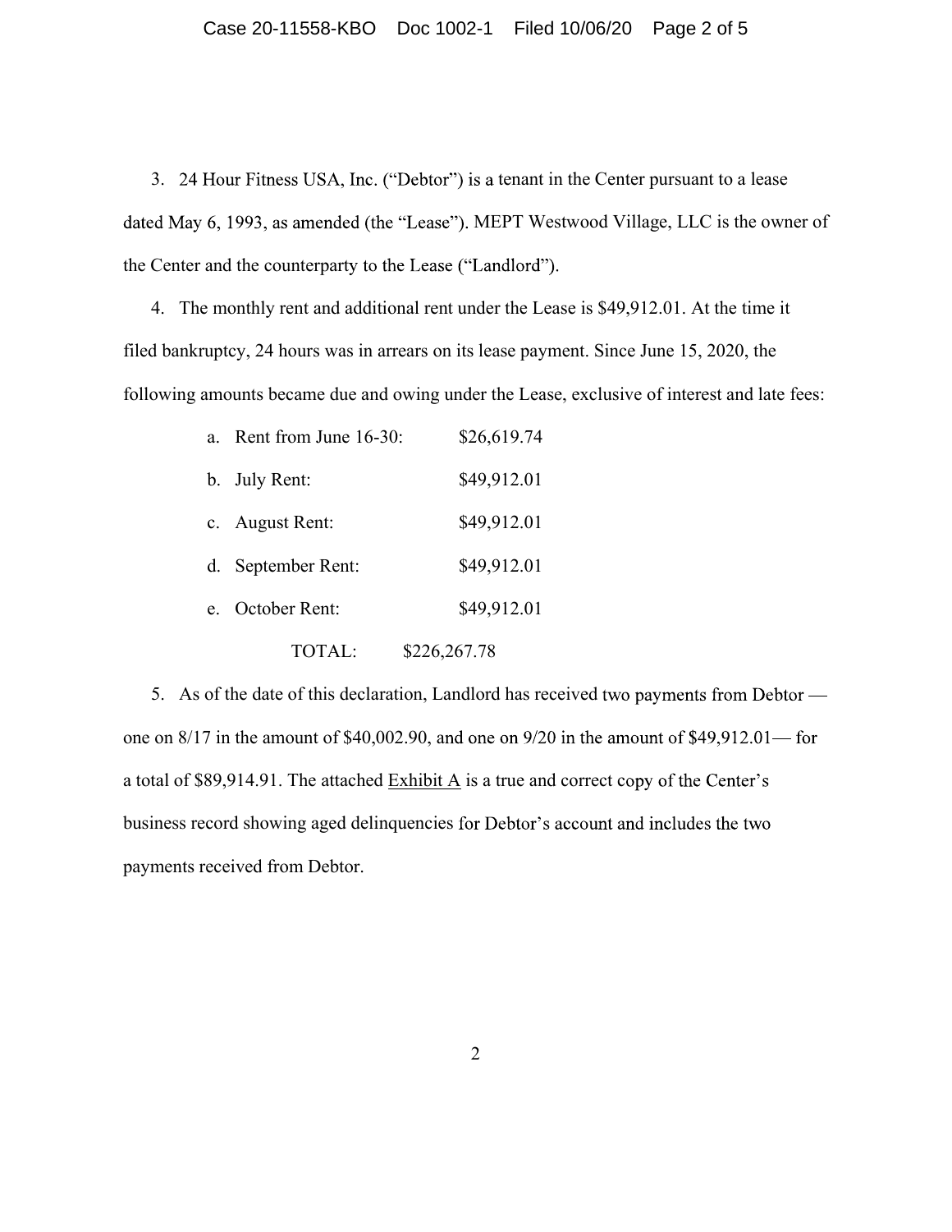3. 24 Hour Fitness USA, Inc. ("Debtor") is a tenant in the Center pursuant to a lease dated May 6, 1993, as amended (the "Lease"). MEPT Westwood Village, LLC is the owner of the Center and the counterparty to the Lease ("Landlord").

4. The monthly rent and additional rent under the Lease is $49,912.01. At the time it filed bankruptcy, 24 hours was in arrears on its lease payment. Since June 15, 2020, the following amounts became due and owing under the Lease, exclusive of interest and late fees:

| | |
|---|---|
| a. Rent from June 16-30: | $26,619.74 |
| b. July Rent: | $49,912.01 |
| c. August Rent: | $49,912.01 |
| d. September Rent: | $49,912.01 |
| e. October Rent: | $49,912.01 |
| TOTAL: | $226,267.78 |

5. As of the date of this declaration, Landlord has received two payments from Debtor — one on 8/17 in the amount of $40,002.90, and one on 9/20 in the amount of $49,912.01— for a total of $89,914.91. The attached Exhibit A is a true and correct copy of the Center's business record showing aged delinquencies for Debtor's account and includes the two payments received from Debtor.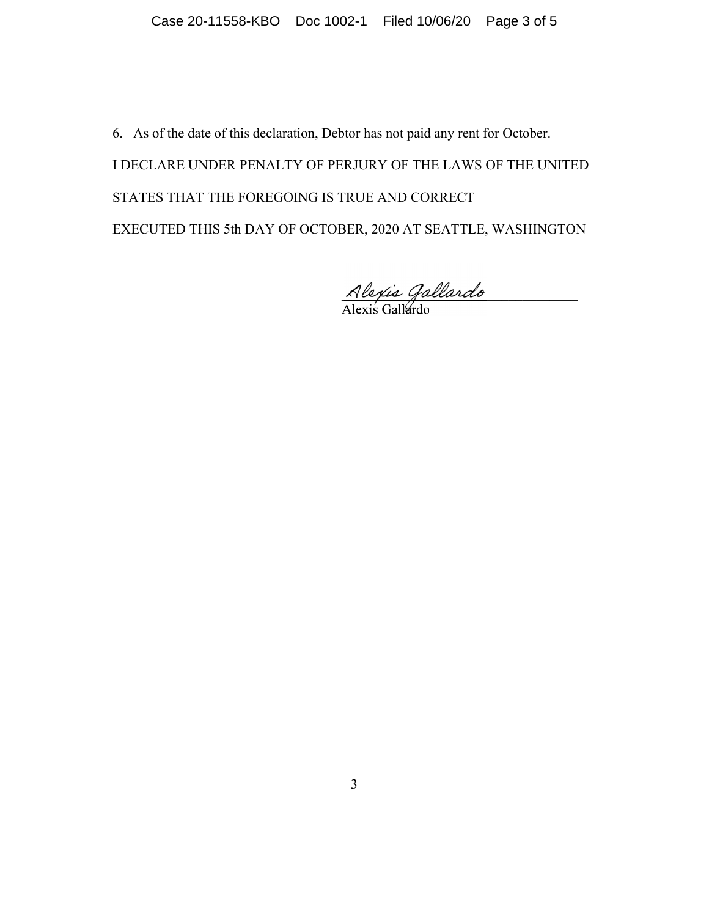6. As of the date of this declaration, Debtor has not paid any rent for October.

I DECLARE UNDER PENALTY OF PERJURY OF THE LAWS OF THE UNITED STATES THAT THE FOREGOING IS TRUE AND CORRECT

EXECUTED THIS 5th DAY OF OCTOBER, 2020 AT SEATTLE, WASHINGTON

*Alexis Gallardo*
_______________________
Alexis Gallardo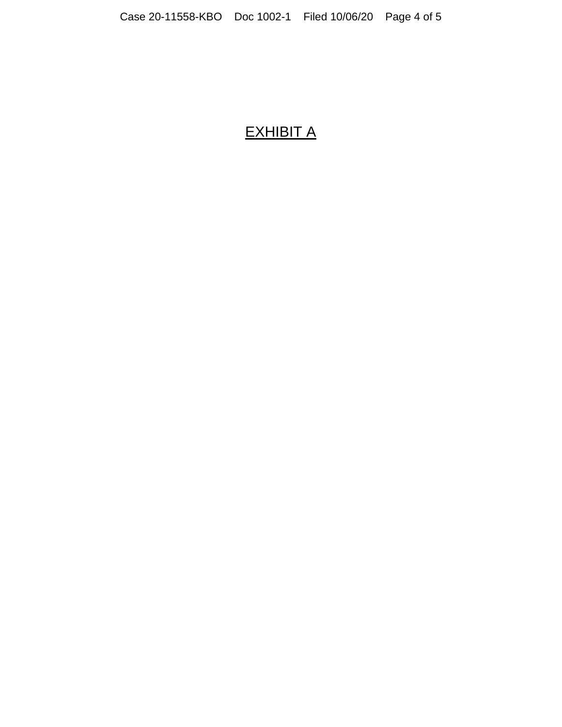# <u>EXHIBIT A</u>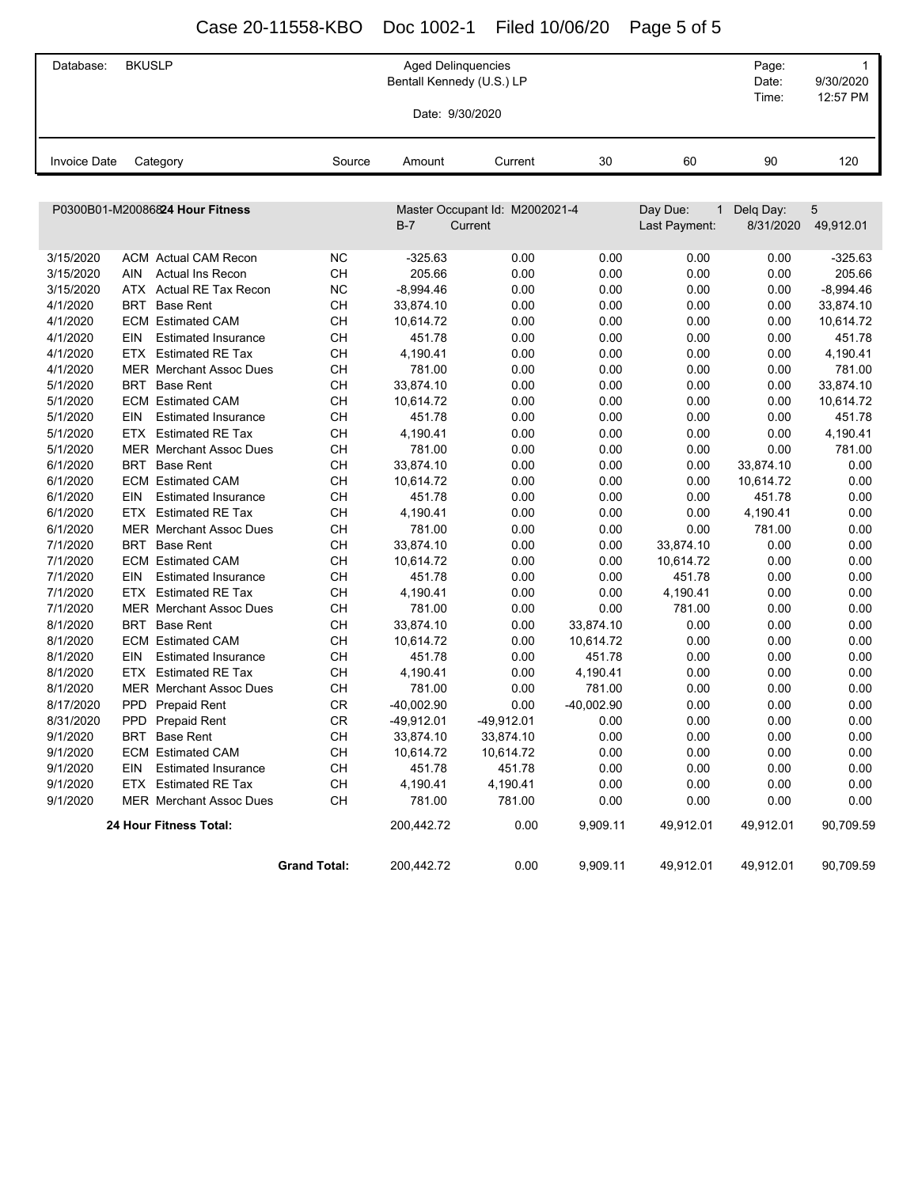| Database: | BKUSLP | Aged Delinquencies | Page: | 1 |
|---|---|---|---|---|
| | | Bentall Kennedy (U.S.) LP | Date: | 9/30/2020 |
| | | | Time: | 12:57 PM |
| | | Date: 9/30/2020 | | |

| Invoice Date | Category | | Source | Amount | Current | 30 | 60 | 90 | 120 |
|---|---|---|---|---|---|---|---|---|---|
| **P0300B01-M200868 24 Hour Fitness** | | | | Master Occupant Id: M2002021-4 | | | Day Due: 1 | Delq Day: | 5 |
| | | | | B-7 | Current | | Last Payment: | 8/31/2020 | 49,912.01 |
| 3/15/2020 | ACM | Actual CAM Recon | NC | -325.63 | 0.00 | 0.00 | 0.00 | 0.00 | -325.63 |
| 3/15/2020 | AIN | Actual Ins Recon | CH | 205.66 | 0.00 | 0.00 | 0.00 | 0.00 | 205.66 |
| 3/15/2020 | ATX | Actual RE Tax Recon | NC | -8,994.46 | 0.00 | 0.00 | 0.00 | 0.00 | -8,994.46 |
| 4/1/2020 | BRT | Base Rent | CH | 33,874.10 | 0.00 | 0.00 | 0.00 | 0.00 | 33,874.10 |
| 4/1/2020 | ECM | Estimated CAM | CH | 10,614.72 | 0.00 | 0.00 | 0.00 | 0.00 | 10,614.72 |
| 4/1/2020 | EIN | Estimated Insurance | CH | 451.78 | 0.00 | 0.00 | 0.00 | 0.00 | 451.78 |
| 4/1/2020 | ETX | Estimated RE Tax | CH | 4,190.41 | 0.00 | 0.00 | 0.00 | 0.00 | 4,190.41 |
| 4/1/2020 | MER | Merchant Assoc Dues | CH | 781.00 | 0.00 | 0.00 | 0.00 | 0.00 | 781.00 |
| 5/1/2020 | BRT | Base Rent | CH | 33,874.10 | 0.00 | 0.00 | 0.00 | 0.00 | 33,874.10 |
| 5/1/2020 | ECM | Estimated CAM | CH | 10,614.72 | 0.00 | 0.00 | 0.00 | 0.00 | 10,614.72 |
| 5/1/2020 | EIN | Estimated Insurance | CH | 451.78 | 0.00 | 0.00 | 0.00 | 0.00 | 451.78 |
| 5/1/2020 | ETX | Estimated RE Tax | CH | 4,190.41 | 0.00 | 0.00 | 0.00 | 0.00 | 4,190.41 |
| 5/1/2020 | MER | Merchant Assoc Dues | CH | 781.00 | 0.00 | 0.00 | 0.00 | 0.00 | 781.00 |
| 6/1/2020 | BRT | Base Rent | CH | 33,874.10 | 0.00 | 0.00 | 0.00 | 33,874.10 | 0.00 |
| 6/1/2020 | ECM | Estimated CAM | CH | 10,614.72 | 0.00 | 0.00 | 0.00 | 10,614.72 | 0.00 |
| 6/1/2020 | EIN | Estimated Insurance | CH | 451.78 | 0.00 | 0.00 | 0.00 | 451.78 | 0.00 |
| 6/1/2020 | ETX | Estimated RE Tax | CH | 4,190.41 | 0.00 | 0.00 | 0.00 | 4,190.41 | 0.00 |
| 6/1/2020 | MER | Merchant Assoc Dues | CH | 781.00 | 0.00 | 0.00 | 0.00 | 781.00 | 0.00 |
| 7/1/2020 | BRT | Base Rent | CH | 33,874.10 | 0.00 | 0.00 | 33,874.10 | 0.00 | 0.00 |
| 7/1/2020 | ECM | Estimated CAM | CH | 10,614.72 | 0.00 | 0.00 | 10,614.72 | 0.00 | 0.00 |
| 7/1/2020 | EIN | Estimated Insurance | CH | 451.78 | 0.00 | 0.00 | 451.78 | 0.00 | 0.00 |
| 7/1/2020 | ETX | Estimated RE Tax | CH | 4,190.41 | 0.00 | 0.00 | 4,190.41 | 0.00 | 0.00 |
| 7/1/2020 | MER | Merchant Assoc Dues | CH | 781.00 | 0.00 | 0.00 | 781.00 | 0.00 | 0.00 |
| 8/1/2020 | BRT | Base Rent | CH | 33,874.10 | 0.00 | 33,874.10 | 0.00 | 0.00 | 0.00 |
| 8/1/2020 | ECM | Estimated CAM | CH | 10,614.72 | 0.00 | 10,614.72 | 0.00 | 0.00 | 0.00 |
| 8/1/2020 | EIN | Estimated Insurance | CH | 451.78 | 0.00 | 451.78 | 0.00 | 0.00 | 0.00 |
| 8/1/2020 | ETX | Estimated RE Tax | CH | 4,190.41 | 0.00 | 4,190.41 | 0.00 | 0.00 | 0.00 |
| 8/1/2020 | MER | Merchant Assoc Dues | CH | 781.00 | 0.00 | 781.00 | 0.00 | 0.00 | 0.00 |
| 8/17/2020 | PPD | Prepaid Rent | CR | -40,002.90 | 0.00 | -40,002.90 | 0.00 | 0.00 | 0.00 |
| 8/31/2020 | PPD | Prepaid Rent | CR | -49,912.01 | -49,912.01 | 0.00 | 0.00 | 0.00 | 0.00 |
| 9/1/2020 | BRT | Base Rent | CH | 33,874.10 | 33,874.10 | 0.00 | 0.00 | 0.00 | 0.00 |
| 9/1/2020 | ECM | Estimated CAM | CH | 10,614.72 | 10,614.72 | 0.00 | 0.00 | 0.00 | 0.00 |
| 9/1/2020 | EIN | Estimated Insurance | CH | 451.78 | 451.78 | 0.00 | 0.00 | 0.00 | 0.00 |
| 9/1/2020 | ETX | Estimated RE Tax | CH | 4,190.41 | 4,190.41 | 0.00 | 0.00 | 0.00 | 0.00 |
| 9/1/2020 | MER | Merchant Assoc Dues | CH | 781.00 | 781.00 | 0.00 | 0.00 | 0.00 | 0.00 |
| | **24 Hour Fitness Total:** | | | 200,442.72 | 0.00 | 9,909.11 | 49,912.01 | 49,912.01 | 90,709.59 |
| | | | **Grand Total:** | 200,442.72 | 0.00 | 9,909.11 | 49,912.01 | 49,912.01 | 90,709.59 |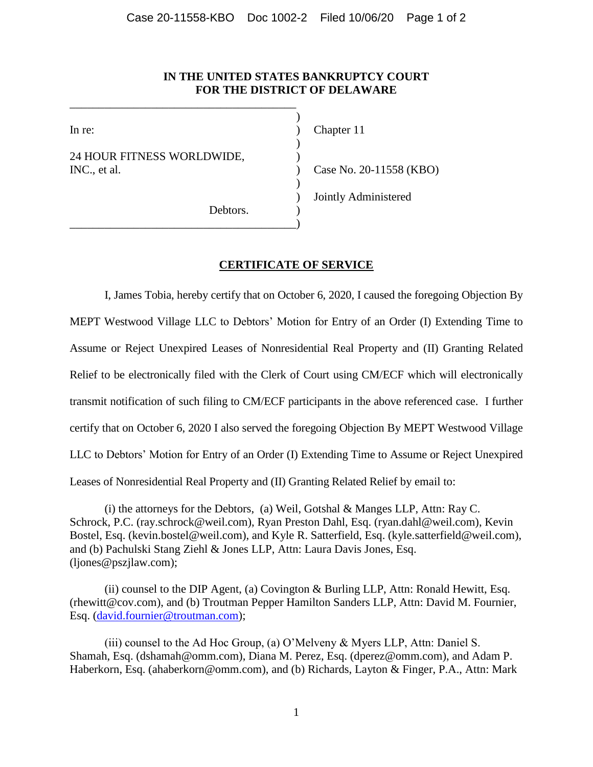**IN THE UNITED STATES BANKRUPTCY COURT**
**FOR THE DISTRICT OF DELAWARE**

| | | |
|---|---|---|
| In re: | ) | Chapter 11 |
| 24 HOUR FITNESS WORLDWIDE, INC., et al. | ) | Case No. 20-11558 (KBO) |
| | ) | Jointly Administered |
| Debtors. | ) | |

## CERTIFICATE OF SERVICE

I, James Tobia, hereby certify that on October 6, 2020, I caused the foregoing Objection By MEPT Westwood Village LLC to Debtors' Motion for Entry of an Order (I) Extending Time to Assume or Reject Unexpired Leases of Nonresidential Real Property and (II) Granting Related Relief to be electronically filed with the Clerk of Court using CM/ECF which will electronically transmit notification of such filing to CM/ECF participants in the above referenced case. I further certify that on October 6, 2020 I also served the foregoing Objection By MEPT Westwood Village LLC to Debtors' Motion for Entry of an Order (I) Extending Time to Assume or Reject Unexpired Leases of Nonresidential Real Property and (II) Granting Related Relief by email to:

(i) the attorneys for the Debtors, (a) Weil, Gotshal & Manges LLP, Attn: Ray C. Schrock, P.C. (ray.schrock@weil.com), Ryan Preston Dahl, Esq. (ryan.dahl@weil.com), Kevin Bostel, Esq. (kevin.bostel@weil.com), and Kyle R. Satterfield, Esq. (kyle.satterfield@weil.com), and (b) Pachulski Stang Ziehl & Jones LLP, Attn: Laura Davis Jones, Esq. (ljones@pszjlaw.com);

(ii) counsel to the DIP Agent, (a) Covington & Burling LLP, Attn: Ronald Hewitt, Esq. (rhewitt@cov.com), and (b) Troutman Pepper Hamilton Sanders LLP, Attn: David M. Fournier, Esq. (david.fournier@troutman.com);

(iii) counsel to the Ad Hoc Group, (a) O'Melveny & Myers LLP, Attn: Daniel S. Shamah, Esq. (dshamah@omm.com), Diana M. Perez, Esq. (dperez@omm.com), and Adam P. Haberkorn, Esq. (ahaberkorn@omm.com), and (b) Richards, Layton & Finger, P.A., Attn: Mark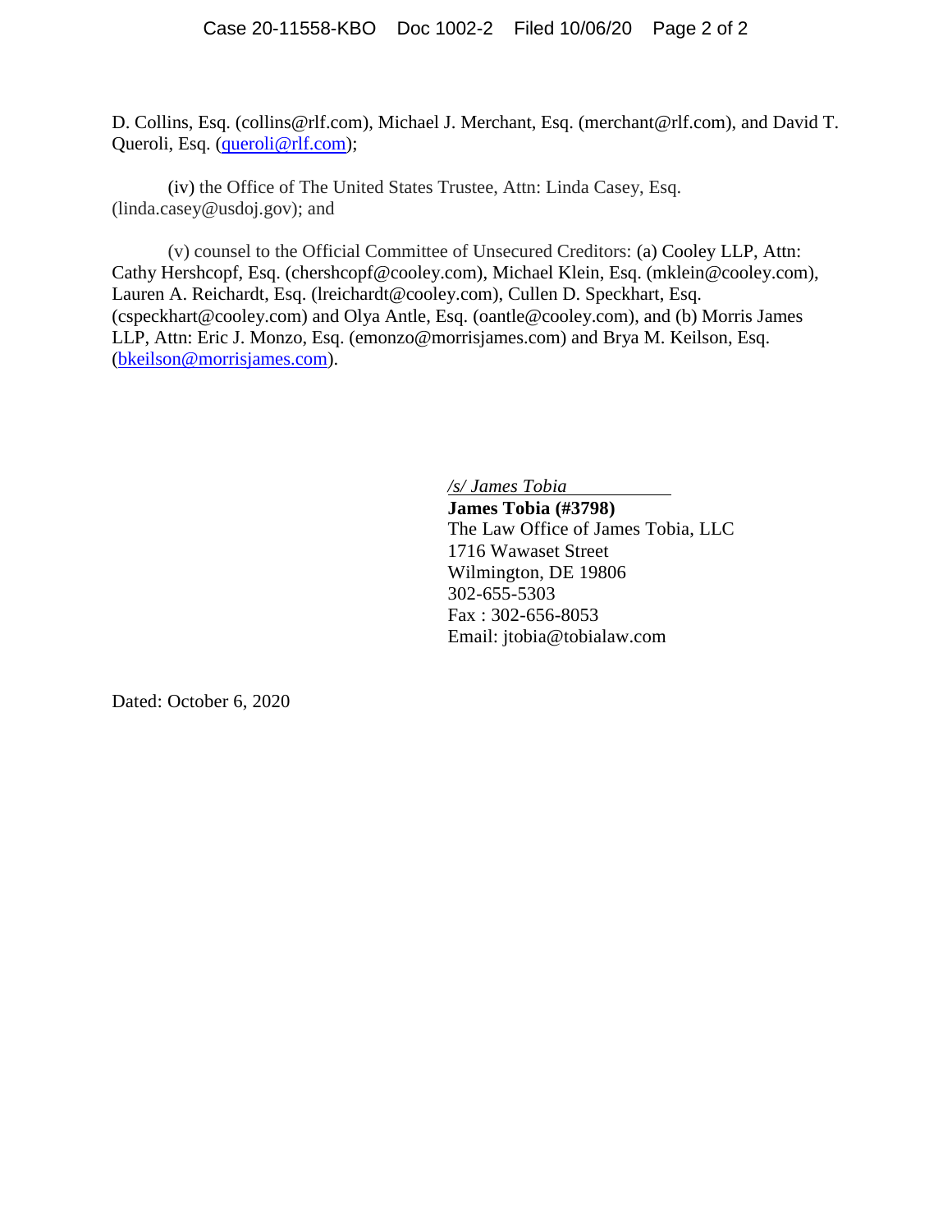D. Collins, Esq. (collins@rlf.com), Michael J. Merchant, Esq. (merchant@rlf.com), and David T. Queroli, Esq. (queroli@rlf.com);

(iv) the Office of The United States Trustee, Attn: Linda Casey, Esq. (linda.casey@usdoj.gov); and

(v) counsel to the Official Committee of Unsecured Creditors: (a) Cooley LLP, Attn: Cathy Hershcopf, Esq. (chershcopf@cooley.com), Michael Klein, Esq. (mklein@cooley.com), Lauren A. Reichardt, Esq. (lreichardt@cooley.com), Cullen D. Speckhart, Esq. (cspeckhart@cooley.com) and Olya Antle, Esq. (oantle@cooley.com), and (b) Morris James LLP, Attn: Eric J. Monzo, Esq. (emonzo@morrisjames.com) and Brya M. Keilson, Esq. (bkeilson@morrisjames.com).

*/s/ James Tobia*
**James Tobia (#3798)**
The Law Office of James Tobia, LLC
1716 Wawaset Street
Wilmington, DE 19806
302-655-5303
Fax : 302-656-8053
Email: jtobia@tobialaw.com

Dated: October 6, 2020